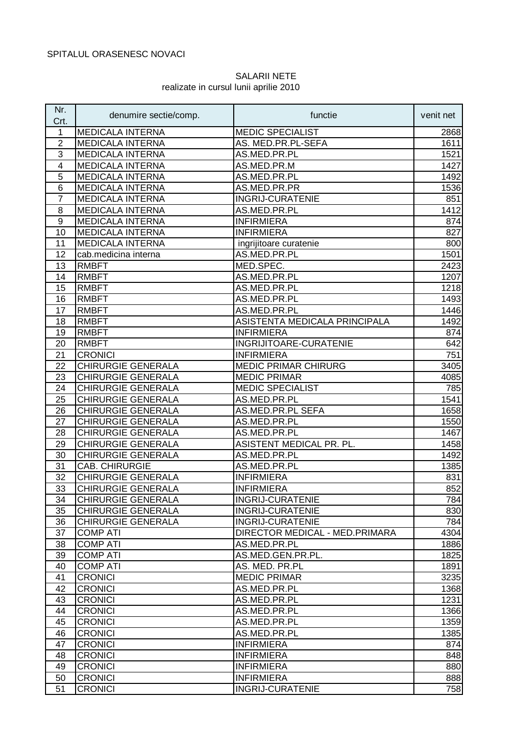SPITALUL ORASENESC NOVACI

SALARII NETE
realizate in cursul lunii aprilie 2010

| Nr. Crt. | denumire sectie/comp. | functie | venit net |
|---|---|---|---|
| 1 | MEDICALA INTERNA | MEDIC SPECIALIST | 2868 |
| 2 | MEDICALA INTERNA | AS. MED.PR.PL-SEFA | 1611 |
| 3 | MEDICALA INTERNA | AS.MED.PR.PL | 1521 |
| 4 | MEDICALA INTERNA | AS.MED.PR.M | 1427 |
| 5 | MEDICALA INTERNA | AS.MED.PR.PL | 1492 |
| 6 | MEDICALA INTERNA | AS.MED.PR.PR | 1536 |
| 7 | MEDICALA INTERNA | INGRIJ-CURATENIE | 851 |
| 8 | MEDICALA INTERNA | AS.MED.PR.PL | 1412 |
| 9 | MEDICALA INTERNA | INFIRMIERA | 874 |
| 10 | MEDICALA INTERNA | INFIRMIERA | 827 |
| 11 | MEDICALA INTERNA | ingrijitoare curatenie | 800 |
| 12 | cab.medicina interna | AS.MED.PR.PL | 1501 |
| 13 | RMBFT | MED.SPEC. | 2423 |
| 14 | RMBFT | AS.MED.PR.PL | 1207 |
| 15 | RMBFT | AS.MED.PR.PL | 1218 |
| 16 | RMBFT | AS.MED.PR.PL | 1493 |
| 17 | RMBFT | AS.MED.PR.PL | 1446 |
| 18 | RMBFT | ASISTENTA MEDICALA PRINCIPALA | 1492 |
| 19 | RMBFT | INFIRMIERA | 874 |
| 20 | RMBFT | INGRIJITOARE-CURATENIE | 642 |
| 21 | CRONICI | INFIRMIERA | 751 |
| 22 | CHIRURGIE GENERALA | MEDIC PRIMAR CHIRURG | 3405 |
| 23 | CHIRURGIE GENERALA | MEDIC PRIMAR | 4085 |
| 24 | CHIRURGIE GENERALA | MEDIC SPECIALIST | 785 |
| 25 | CHIRURGIE GENERALA | AS.MED.PR.PL | 1541 |
| 26 | CHIRURGIE GENERALA | AS.MED.PR.PL SEFA | 1658 |
| 27 | CHIRURGIE GENERALA | AS.MED.PR.PL | 1550 |
| 28 | CHIRURGIE GENERALA | AS.MED.PR.PL | 1467 |
| 29 | CHIRURGIE GENERALA | ASISTENT MEDICAL PR. PL. | 1458 |
| 30 | CHIRURGIE GENERALA | AS.MED.PR.PL | 1492 |
| 31 | CAB. CHIRURGIE | AS.MED.PR.PL | 1385 |
| 32 | CHIRURGIE GENERALA | INFIRMIERA | 831 |
| 33 | CHIRURGIE GENERALA | INFIRMIERA | 852 |
| 34 | CHIRURGIE GENERALA | INGRIJ-CURATENIE | 784 |
| 35 | CHIRURGIE GENERALA | INGRIJ-CURATENIE | 830 |
| 36 | CHIRURGIE GENERALA | INGRIJ-CURATENIE | 784 |
| 37 | COMP ATI | DIRECTOR MEDICAL - MED.PRIMARA | 4304 |
| 38 | COMP ATI | AS.MED.PR.PL | 1886 |
| 39 | COMP ATI | AS.MED.GEN.PR.PL. | 1825 |
| 40 | COMP ATI | AS. MED. PR.PL | 1891 |
| 41 | CRONICI | MEDIC PRIMAR | 3235 |
| 42 | CRONICI | AS.MED.PR.PL | 1368 |
| 43 | CRONICI | AS.MED.PR.PL | 1231 |
| 44 | CRONICI | AS.MED.PR.PL | 1366 |
| 45 | CRONICI | AS.MED.PR.PL | 1359 |
| 46 | CRONICI | AS.MED.PR.PL | 1385 |
| 47 | CRONICI | INFIRMIERA | 874 |
| 48 | CRONICI | INFIRMIERA | 848 |
| 49 | CRONICI | INFIRMIERA | 880 |
| 50 | CRONICI | INFIRMIERA | 888 |
| 51 | CRONICI | INGRIJ-CURATENIE | 758 |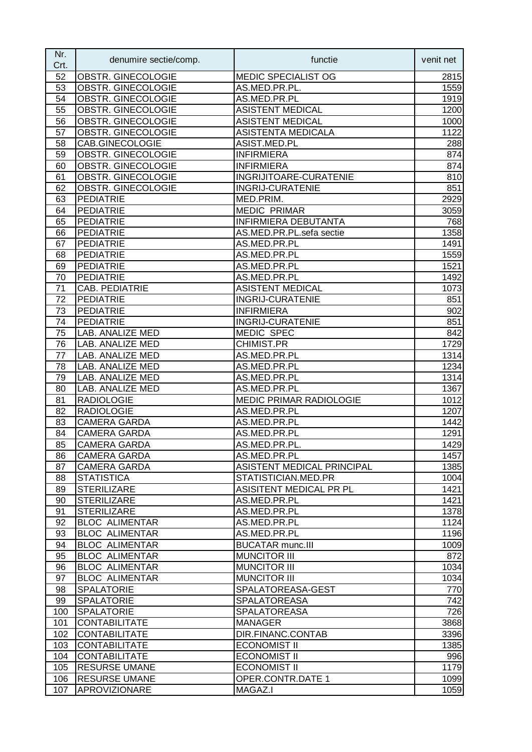| Nr. Crt. | denumire sectie/comp. | functie | venit net |
|---|---|---|---|
| 52 | OBSTR. GINECOLOGIE | MEDIC SPECIALIST OG | 2815 |
| 53 | OBSTR. GINECOLOGIE | AS.MED.PR.PL. | 1559 |
| 54 | OBSTR. GINECOLOGIE | AS.MED.PR.PL | 1919 |
| 55 | OBSTR. GINECOLOGIE | ASISTENT MEDICAL | 1200 |
| 56 | OBSTR. GINECOLOGIE | ASISTENT MEDICAL | 1000 |
| 57 | OBSTR. GINECOLOGIE | ASISTENTA MEDICALA | 1122 |
| 58 | CAB.GINECOLOGIE | ASIST.MED.PL | 288 |
| 59 | OBSTR. GINECOLOGIE | INFIRMIERA | 874 |
| 60 | OBSTR. GINECOLOGIE | INFIRMIERA | 874 |
| 61 | OBSTR. GINECOLOGIE | INGRIJITOARE-CURATENIE | 810 |
| 62 | OBSTR. GINECOLOGIE | INGRIJ-CURATENIE | 851 |
| 63 | PEDIATRIE | MED.PRIM. | 2929 |
| 64 | PEDIATRIE | MEDIC PRIMAR | 3059 |
| 65 | PEDIATRIE | INFIRMIERA DEBUTANTA | 768 |
| 66 | PEDIATRIE | AS.MED.PR.PL.sefa sectie | 1358 |
| 67 | PEDIATRIE | AS.MED.PR.PL | 1491 |
| 68 | PEDIATRIE | AS.MED.PR.PL | 1559 |
| 69 | PEDIATRIE | AS.MED.PR.PL | 1521 |
| 70 | PEDIATRIE | AS.MED.PR.PL | 1492 |
| 71 | CAB. PEDIATRIE | ASISTENT MEDICAL | 1073 |
| 72 | PEDIATRIE | INGRIJ-CURATENIE | 851 |
| 73 | PEDIATRIE | INFIRMIERA | 902 |
| 74 | PEDIATRIE | INGRIJ-CURATENIE | 851 |
| 75 | LAB. ANALIZE MED | MEDIC SPEC | 842 |
| 76 | LAB. ANALIZE MED | CHIMIST.PR | 1729 |
| 77 | LAB. ANALIZE MED | AS.MED.PR.PL | 1314 |
| 78 | LAB. ANALIZE MED | AS.MED.PR.PL | 1234 |
| 79 | LAB. ANALIZE MED | AS.MED.PR.PL | 1314 |
| 80 | LAB. ANALIZE MED | AS.MED.PR.PL | 1367 |
| 81 | RADIOLOGIE | MEDIC PRIMAR RADIOLOGIE | 1012 |
| 82 | RADIOLOGIE | AS.MED.PR.PL | 1207 |
| 83 | CAMERA GARDA | AS.MED.PR.PL | 1442 |
| 84 | CAMERA GARDA | AS.MED.PR.PL | 1291 |
| 85 | CAMERA GARDA | AS.MED.PR.PL. | 1429 |
| 86 | CAMERA GARDA | AS.MED.PR.PL | 1457 |
| 87 | CAMERA GARDA | ASISTENT MEDICAL PRINCIPAL | 1385 |
| 88 | STATISTICA | STATISTICIAN.MED.PR | 1004 |
| 89 | STERILIZARE | ASISITENT MEDICAL PR PL | 1421 |
| 90 | STERILIZARE | AS.MED.PR.PL | 1421 |
| 91 | STERILIZARE | AS.MED.PR.PL | 1378 |
| 92 | BLOC ALIMENTAR | AS.MED.PR.PL | 1124 |
| 93 | BLOC ALIMENTAR | AS.MED.PR.PL | 1196 |
| 94 | BLOC ALIMENTAR | BUCATAR munc.III | 1009 |
| 95 | BLOC ALIMENTAR | MUNCITOR III | 872 |
| 96 | BLOC ALIMENTAR | MUNCITOR III | 1034 |
| 97 | BLOC ALIMENTAR | MUNCITOR III | 1034 |
| 98 | SPALATORIE | SPALATOREASA-GEST | 770 |
| 99 | SPALATORIE | SPALATOREASA | 742 |
| 100 | SPALATORIE | SPALATOREASA | 726 |
| 101 | CONTABILITATE | MANAGER | 3868 |
| 102 | CONTABILITATE | DIR.FINANC.CONTAB | 3396 |
| 103 | CONTABILITATE | ECONOMIST II | 1385 |
| 104 | CONTABILITATE | ECONOMIST II | 996 |
| 105 | RESURSE UMANE | ECONOMIST II | 1179 |
| 106 | RESURSE UMANE | OPER.CONTR.DATE 1 | 1099 |
| 107 | APROVIZIONARE | MAGAZ.I | 1059 |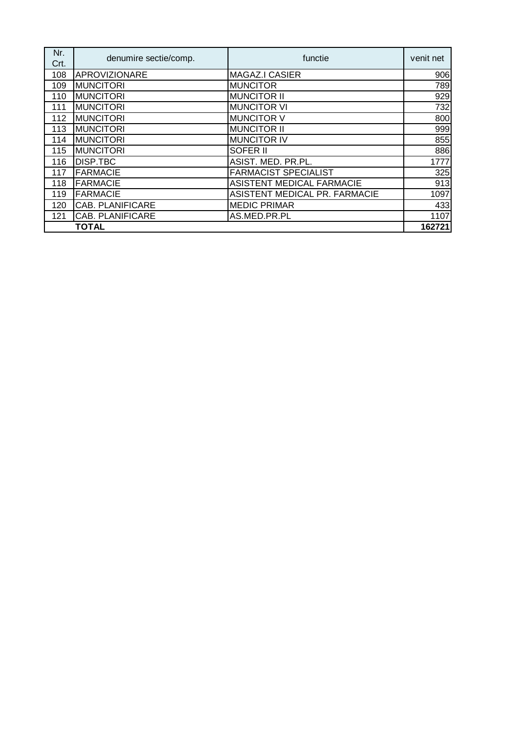| Nr. Crt. | denumire sectie/comp. | functie | venit net |
|---|---|---|---|
| 108 | APROVIZIONARE | MAGAZ.I CASIER | 906 |
| 109 | MUNCITORI | MUNCITOR | 789 |
| 110 | MUNCITORI | MUNCITOR II | 929 |
| 111 | MUNCITORI | MUNCITOR VI | 732 |
| 112 | MUNCITORI | MUNCITOR V | 800 |
| 113 | MUNCITORI | MUNCITOR II | 999 |
| 114 | MUNCITORI | MUNCITOR IV | 855 |
| 115 | MUNCITORI | SOFER II | 886 |
| 116 | DISP.TBC | ASIST. MED. PR.PL. | 1777 |
| 117 | FARMACIE | FARMACIST SPECIALIST | 325 |
| 118 | FARMACIE | ASISTENT MEDICAL FARMACIE | 913 |
| 119 | FARMACIE | ASISTENT MEDICAL PR. FARMACIE | 1097 |
| 120 | CAB. PLANIFICARE | MEDIC PRIMAR | 433 |
| 121 | CAB. PLANIFICARE | AS.MED.PR.PL | 1107 |
| | **TOTAL** | | **162721** |